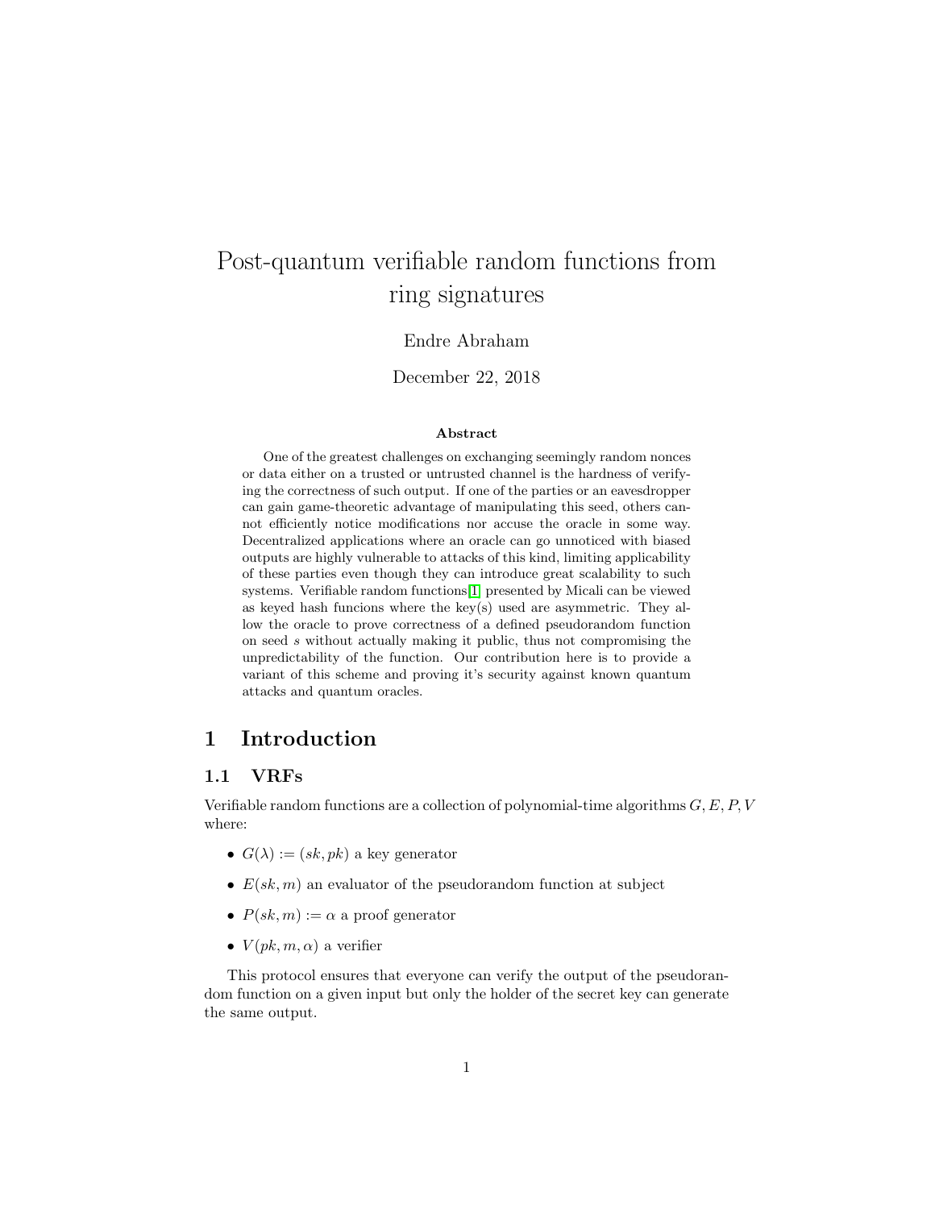# Post-quantum verifiable random functions from ring signatures

Endre Abraham

December 22, 2018

**Abstract**

One of the greatest challenges on exchanging seemingly random nonces or data either on a trusted or untrusted channel is the hardness of verifying the correctness of such output. If one of the parties or an eavesdropper can gain game-theoretic advantage of manipulating this seed, others cannot efficiently notice modifications nor accuse the oracle in some way. Decentralized applications where an oracle can go unnoticed with biased outputs are highly vulnerable to attacks of this kind, limiting applicability of these parties even though they can introduce great scalability to such systems. Verifiable random functions[1] presented by Micali can be viewed as keyed hash funcions where the key(s) used are asymmetric. They allow the oracle to prove correctness of a defined pseudorandom function on seed $s$ without actually making it public, thus not compromising the unpredictability of the function. Our contribution here is to provide a variant of this scheme and proving it's security against known quantum attacks and quantum oracles.

## 1 Introduction

### 1.1 VRFs

Verifiable random functions are a collection of polynomial-time algorithms $G, E, P, V$ where:

- $G(\lambda) := (sk, pk)$ a key generator
- $E(sk, m)$ an evaluator of the pseudorandom function at subject
- $P(sk, m) := \alpha$ a proof generator
- $V(pk, m, \alpha)$ a verifier

This protocol ensures that everyone can verify the output of the pseudorandom function on a given input but only the holder of the secret key can generate the same output.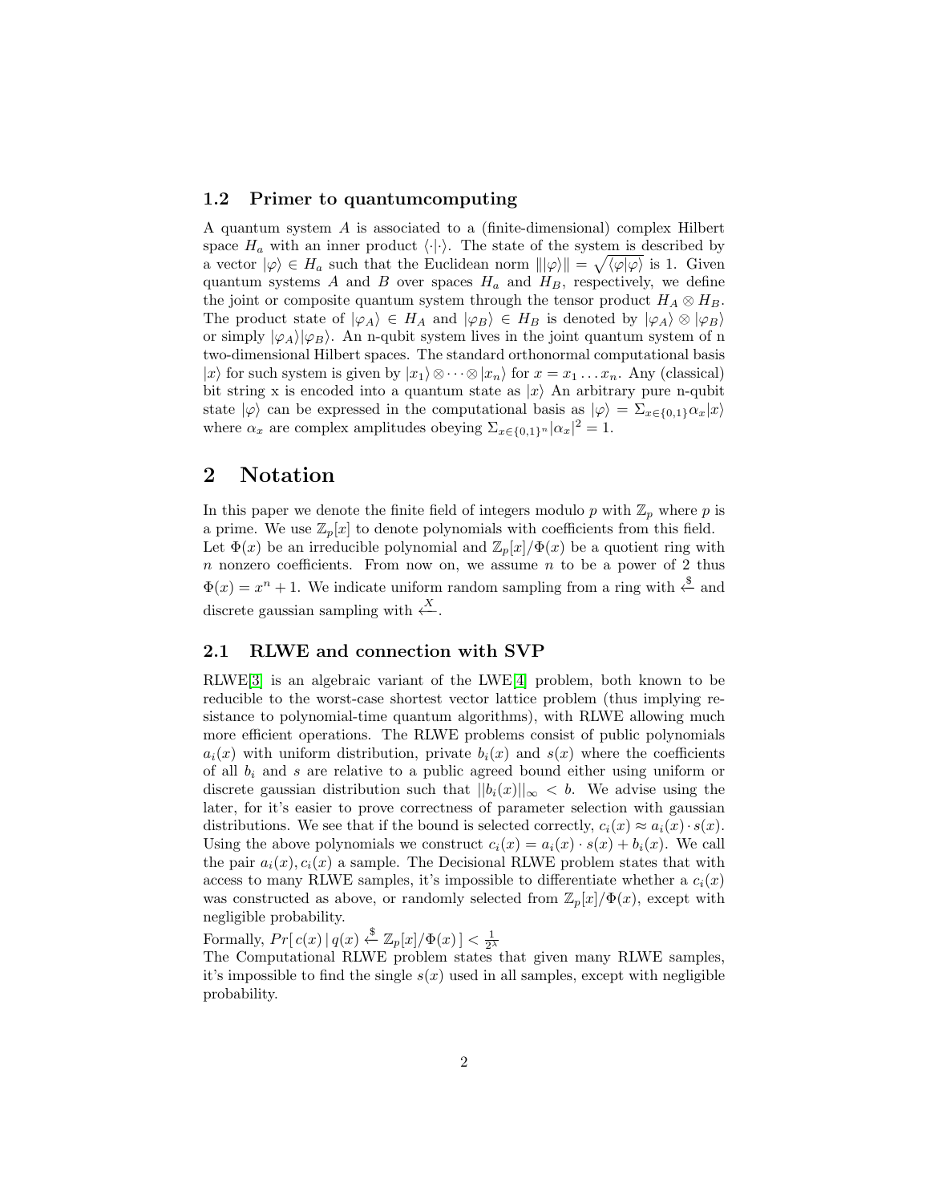### 1.2 Primer to quantumcomputing

A quantum system $A$ is associated to a (finite-dimensional) complex Hilbert space $H_a$ with an inner product $\langle\cdot|\cdot\rangle$. The state of the system is described by a vector $|\varphi\rangle \in H_a$ such that the Euclidean norm $\||\varphi\rangle\| = \sqrt{\langle\varphi|\varphi\rangle}$ is 1. Given quantum systems $A$ and $B$ over spaces $H_a$ and $H_B$, respectively, we define the joint or composite quantum system through the tensor product $H_A \otimes H_B$. The product state of $|\varphi_A\rangle \in H_A$ and $|\varphi_B\rangle \in H_B$ is denoted by $|\varphi_A\rangle \otimes |\varphi_B\rangle$ or simply $|\varphi_A\rangle|\varphi_B\rangle$. An n-qubit system lives in the joint quantum system of n two-dimensional Hilbert spaces. The standard orthonormal computational basis $|x\rangle$ for such system is given by $|x_1\rangle \otimes \cdots \otimes |x_n\rangle$ for $x = x_1 \ldots x_n$. Any (classical) bit string x is encoded into a quantum state as $|x\rangle$ An arbitrary pure n-qubit state $|\varphi\rangle$ can be expressed in the computational basis as $|\varphi\rangle = \Sigma_{x\in\{0,1\}}\alpha_x|x\rangle$ where $\alpha_x$ are complex amplitudes obeying $\Sigma_{x\in\{0,1\}^n}|\alpha_x|^2 = 1$.

## 2 Notation

In this paper we denote the finite field of integers modulo $p$ with $\mathbb{Z}_p$ where $p$ is a prime. We use $\mathbb{Z}_p[x]$ to denote polynomials with coefficients from this field. Let $\Phi(x)$ be an irreducible polynomial and $\mathbb{Z}_p[x]/\Phi(x)$ be a quotient ring with $n$ nonzero coefficients. From now on, we assume $n$ to be a power of 2 thus $\Phi(x) = x^n + 1$. We indicate uniform random sampling from a ring with $\xleftarrow{\$}$ and discrete gaussian sampling with $\xleftarrow{X}$.

### 2.1 RLWE and connection with SVP

RLWE[3] is an algebraic variant of the LWE[4] problem, both known to be reducible to the worst-case shortest vector lattice problem (thus implying resistance to polynomial-time quantum algorithms), with RLWE allowing much more efficient operations. The RLWE problems consist of public polynomials $a_i(x)$ with uniform distribution, private $b_i(x)$ and $s(x)$ where the coefficients of all $b_i$ and $s$ are relative to a public agreed bound either using uniform or discrete gaussian distribution such that $||b_i(x)||_\infty < b$. We advise using the later, for it's easier to prove correctness of parameter selection with gaussian distributions. We see that if the bound is selected correctly, $c_i(x) \approx a_i(x) \cdot s(x)$. Using the above polynomials we construct $c_i(x) = a_i(x) \cdot s(x) + b_i(x)$. We call the pair $a_i(x), c_i(x)$ a sample. The Decisional RLWE problem states that with access to many RLWE samples, it's impossible to differentiate whether a $c_i(x)$ was constructed as above, or randomly selected from $\mathbb{Z}_p[x]/\Phi(x)$, except with negligible probability.

Formally, $Pr[\, c(x) \,|\, q(x) \xleftarrow{\$} \mathbb{Z}_p[x]/\Phi(x) \,] < \frac{1}{2^\lambda}$

The Computational RLWE problem states that given many RLWE samples, it's impossible to find the single $s(x)$ used in all samples, except with negligible probability.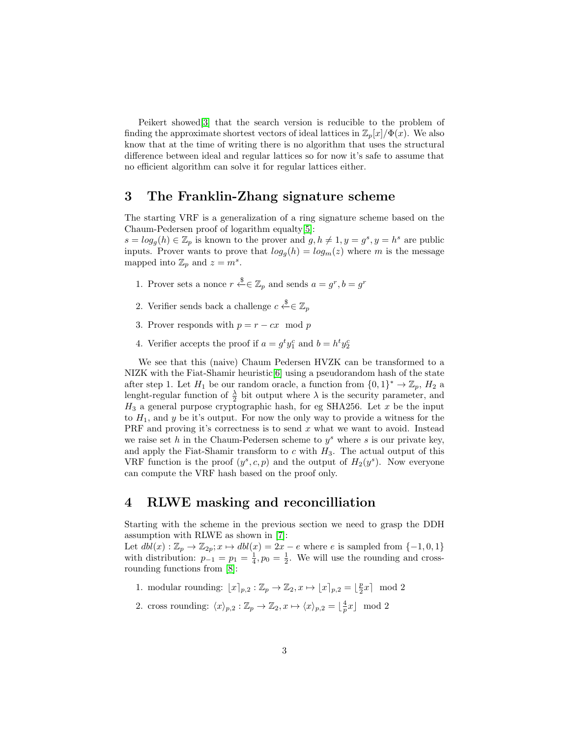Peikert showed[3] that the search version is reducible to the problem of finding the approximate shortest vectors of ideal lattices in $\mathbb{Z}_p[x]/\Phi(x)$. We also know that at the time of writing there is no algorithm that uses the structural difference between ideal and regular lattices so for now it's safe to assume that no efficient algorithm can solve it for regular lattices either.

## 3 The Franklin-Zhang signature scheme

The starting VRF is a generalization of a ring signature scheme based on the Chaum-Pedersen proof of logarithm equalty[5]:
$s = log_g(h) \in \mathbb{Z}_p$ is known to the prover and $g, h \neq 1, y = g^s, y = h^s$ are public inputs. Prover wants to prove that $log_g(h) = log_m(z)$ where $m$ is the message mapped into $\mathbb{Z}_p$ and $z = m^s$.

1. Prover sets a nonce $r \xleftarrow{\$} \in \mathbb{Z}_p$ and sends $a = g^r, b = g^r$
2. Verifier sends back a challenge $c \xleftarrow{\$} \in \mathbb{Z}_p$
3. Prover responds with $p = r - cx \mod p$
4. Verifier accepts the proof if $a = g^t y_1^c$ and $b = h^t y_2^c$

We see that this (naive) Chaum Pedersen HVZK can be transformed to a NIZK with the Fiat-Shamir heuristic[6] using a pseudorandom hash of the state after step 1. Let $H_1$ be our random oracle, a function from $\{0,1\}^* \rightarrow \mathbb{Z}_p$, $H_2$ a lenght-regular function of $\frac{\lambda}{2}$ bit output where $\lambda$ is the security parameter, and $H_3$ a general purpose cryptographic hash, for eg SHA256. Let $x$ be the input to $H_1$, and $y$ be it's output. For now the only way to provide a witness for the PRF and proving it's correctness is to send $x$ what we want to avoid. Instead we raise set $h$ in the Chaum-Pedersen scheme to $y^s$ where $s$ is our private key, and apply the Fiat-Shamir transform to $c$ with $H_3$. The actual output of this VRF function is the proof $(y^s, c, p)$ and the output of $H_2(y^s)$. Now everyone can compute the VRF hash based on the proof only.

## 4 RLWE masking and reconcilliation

Starting with the scheme in the previous section we need to grasp the DDH assumption with RLWE as shown in [7]:
Let $dbl(x) : \mathbb{Z}_p \rightarrow \mathbb{Z}_{2p}; x \mapsto dbl(x) = 2x - e$ where $e$ is sampled from $\{-1, 0, 1\}$ with distribution: $p_{-1} = p_1 = \frac{1}{4}, p_0 = \frac{1}{2}$. We will use the rounding and cross-rounding functions from [8]:

1. modular rounding: $\lfloor x \rceil_{p,2} : \mathbb{Z}_p \rightarrow \mathbb{Z}_2, x \mapsto \lfloor x \rceil_{p,2} = \lfloor \frac{p}{2} x \rceil \mod 2$
2. cross rounding: $\langle x \rangle_{p,2} : \mathbb{Z}_p \rightarrow \mathbb{Z}_2, x \mapsto \langle x \rangle_{p,2} = \lfloor \frac{4}{p} x \rfloor \mod 2$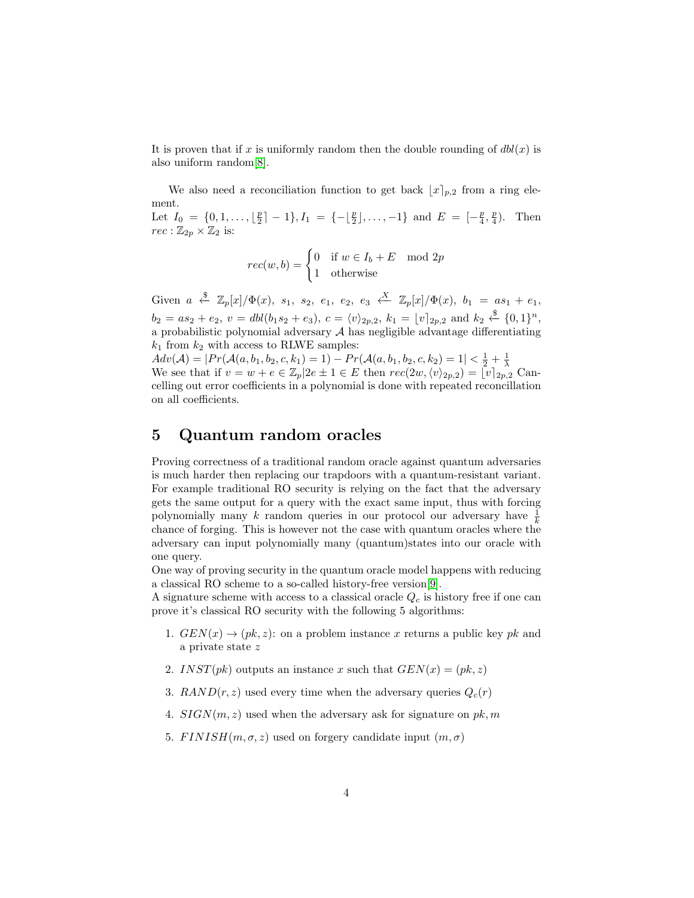It is proven that if $x$ is uniformly random then the double rounding of $dbl(x)$ is also uniform random[8].

We also need a reconciliation function to get back $\lfloor x \rceil_{p,2}$ from a ring element.
Let $I_0 = \{0, 1, \ldots, \lfloor \frac{p}{2} \rceil - 1\}, I_1 = \{-\lfloor \frac{p}{2} \rfloor, \ldots, -1\}$ and $E = [-\frac{p}{4}, \frac{p}{4})$. Then $rec : \mathbb{Z}_{2p} \times \mathbb{Z}_2$ is:

$$rec(w, b) = \begin{cases} 0 & \text{if } w \in I_b + E \mod 2p \\ 1 & \text{otherwise} \end{cases}$$

Given $a \xleftarrow{\$} \mathbb{Z}_p[x]/\Phi(x),\ s_1,\ s_2,\ e_1,\ e_2,\ e_3 \xleftarrow{X} \mathbb{Z}_p[x]/\Phi(x),\ b_1 = as_1 + e_1$, $b_2 = as_2 + e_2$, $v = dbl(b_1 s_2 + e_3)$, $c = \langle v \rangle_{2p,2}$, $k_1 = \lfloor v \rceil_{2p,2}$ and $k_2 \xleftarrow{\$} \{0,1\}^n$, a probabilistic polynomial adversary $\mathcal{A}$ has negligible advantage differentiating $k_1$ from $k_2$ with access to RLWE samples:
$Adv(\mathcal{A}) = |Pr(\mathcal{A}(a, b_1, b_2, c, k_1) = 1) - Pr(\mathcal{A}(a, b_1, b_2, c, k_2) = 1| < \frac{1}{2} + \frac{1}{\lambda}$
We see that if $v = w + e \in \mathbb{Z}_p | 2e \pm 1 \in E$ then $rec(2w, \langle v \rangle_{2p,2}) = \lfloor v \rceil_{2p,2}$ Cancelling out error coefficients in a polynomial is done with repeated reconcillation on all coefficients.

## 5 Quantum random oracles

Proving correctness of a traditional random oracle against quantum adversaries is much harder then replacing our trapdoors with a quantum-resistant variant. For example traditional RO security is relying on the fact that the adversary gets the same output for a query with the exact same input, thus with forcing polynomially many $k$ random queries in our protocol our adversary have $\frac{1}{k}$ chance of forging. This is however not the case with quantum oracles where the adversary can input polynomially many (quantum)states into our oracle with one query.
One way of proving security in the quantum oracle model happens with reducing a classical RO scheme to a so-called history-free version[9].
A signature scheme with access to a classical oracle $Q_c$ is history free if one can prove it's classical RO security with the following 5 algorithms:

1. $GEN(x) \to (pk, z)$: on a problem instance $x$ returns a public key $pk$ and a private state $z$
2. $INST(pk)$ outputs an instance $x$ such that $GEN(x) = (pk, z)$
3. $RAND(r, z)$ used every time when the adversary queries $Q_c(r)$
4. $SIGN(m, z)$ used when the adversary ask for signature on $pk, m$
5. $FINISH(m, \sigma, z)$ used on forgery candidate input $(m, \sigma)$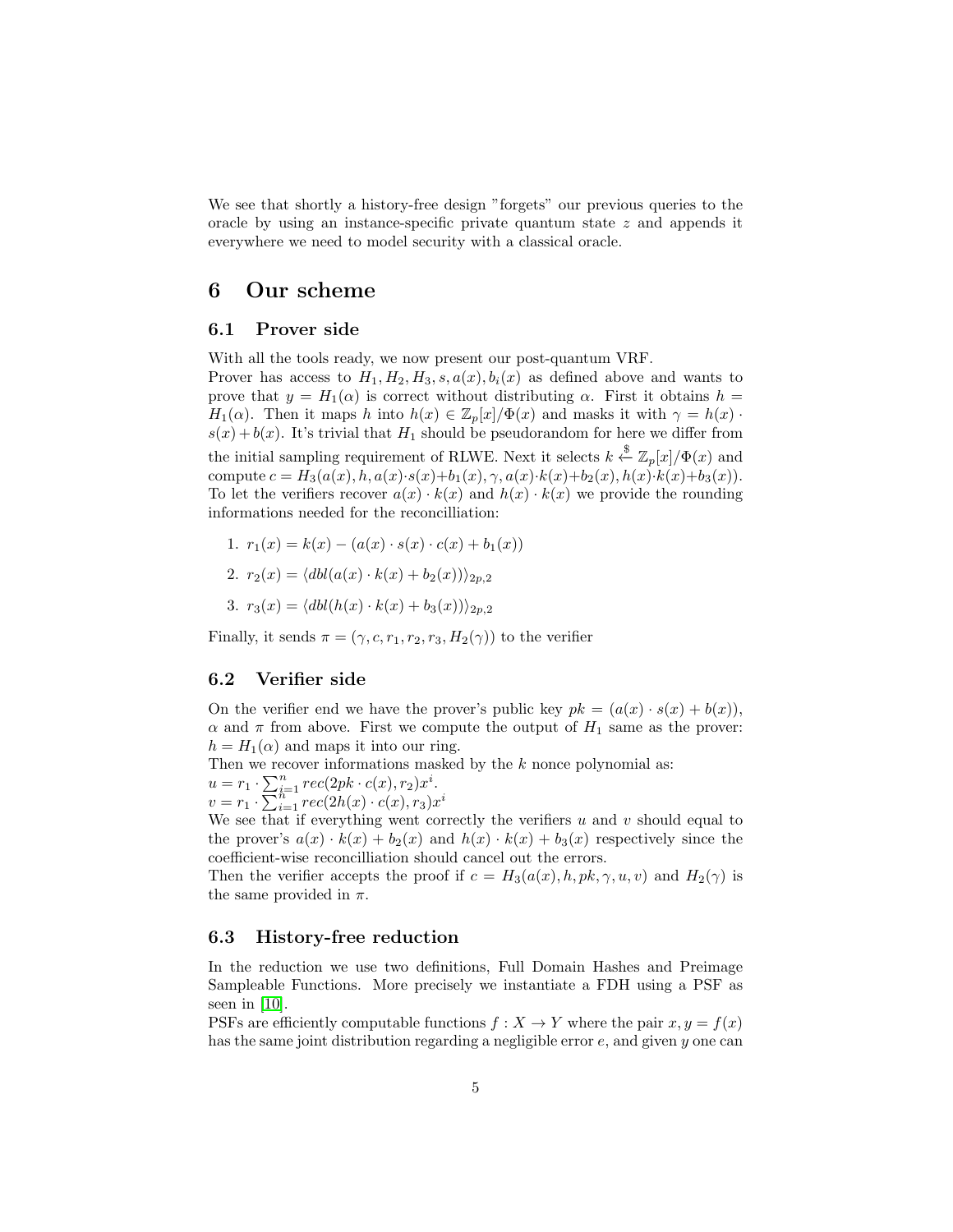We see that shortly a history-free design "forgets" our previous queries to the oracle by using an instance-specific private quantum state $z$ and appends it everywhere we need to model security with a classical oracle.

# 6 Our scheme

## 6.1 Prover side

With all the tools ready, we now present our post-quantum VRF.
Prover has access to $H_1, H_2, H_3, s, a(x), b_i(x)$ as defined above and wants to prove that $y = H_1(\alpha)$ is correct without distributing $\alpha$. First it obtains $h = H_1(\alpha)$. Then it maps $h$ into $h(x) \in \mathbb{Z}_p[x]/\Phi(x)$ and masks it with $\gamma = h(x) \cdot s(x) + b(x)$. It's trivial that $H_1$ should be pseudorandom for here we differ from the initial sampling requirement of RLWE. Next it selects $k \xleftarrow{\$} \mathbb{Z}_p[x]/\Phi(x)$ and compute $c = H_3(a(x), h, a(x) \cdot s(x) + b_1(x), \gamma, a(x) \cdot k(x) + b_2(x), h(x) \cdot k(x) + b_3(x))$. To let the verifiers recover $a(x) \cdot k(x)$ and $h(x) \cdot k(x)$ we provide the rounding informations needed for the reconcilliation:

1. $r_1(x) = k(x) - (a(x) \cdot s(x) \cdot c(x) + b_1(x))$
2. $r_2(x) = \langle dbl(a(x) \cdot k(x) + b_2(x)) \rangle_{2p,2}$
3. $r_3(x) = \langle dbl(h(x) \cdot k(x) + b_3(x)) \rangle_{2p,2}$

Finally, it sends $\pi = (\gamma, c, r_1, r_2, r_3, H_2(\gamma))$ to the verifier

## 6.2 Verifier side

On the verifier end we have the prover's public key $pk = (a(x) \cdot s(x) + b(x))$, $\alpha$ and $\pi$ from above. First we compute the output of $H_1$ same as the prover: $h = H_1(\alpha)$ and maps it into our ring.
Then we recover informations masked by the $k$ nonce polynomial as:
$u = r_1 \cdot \sum_{i=1}^{n} rec(2pk \cdot c(x), r_2)x^i$.
$v = r_1 \cdot \sum_{i=1}^{n} rec(2h(x) \cdot c(x), r_3)x^i$
We see that if everything went correctly the verifiers $u$ and $v$ should equal to the prover's $a(x) \cdot k(x) + b_2(x)$ and $h(x) \cdot k(x) + b_3(x)$ respectively since the coefficient-wise reconcilliation should cancel out the errors.
Then the verifier accepts the proof if $c = H_3(a(x), h, pk, \gamma, u, v)$ and $H_2(\gamma)$ is the same provided in $\pi$.

## 6.3 History-free reduction

In the reduction we use two definitions, Full Domain Hashes and Preimage Sampleable Functions. More precisely we instantiate a FDH using a PSF as seen in [10].
PSFs are efficiently computable functions $f : X \rightarrow Y$ where the pair $x, y = f(x)$ has the same joint distribution regarding a negligible error $e$, and given $y$ one can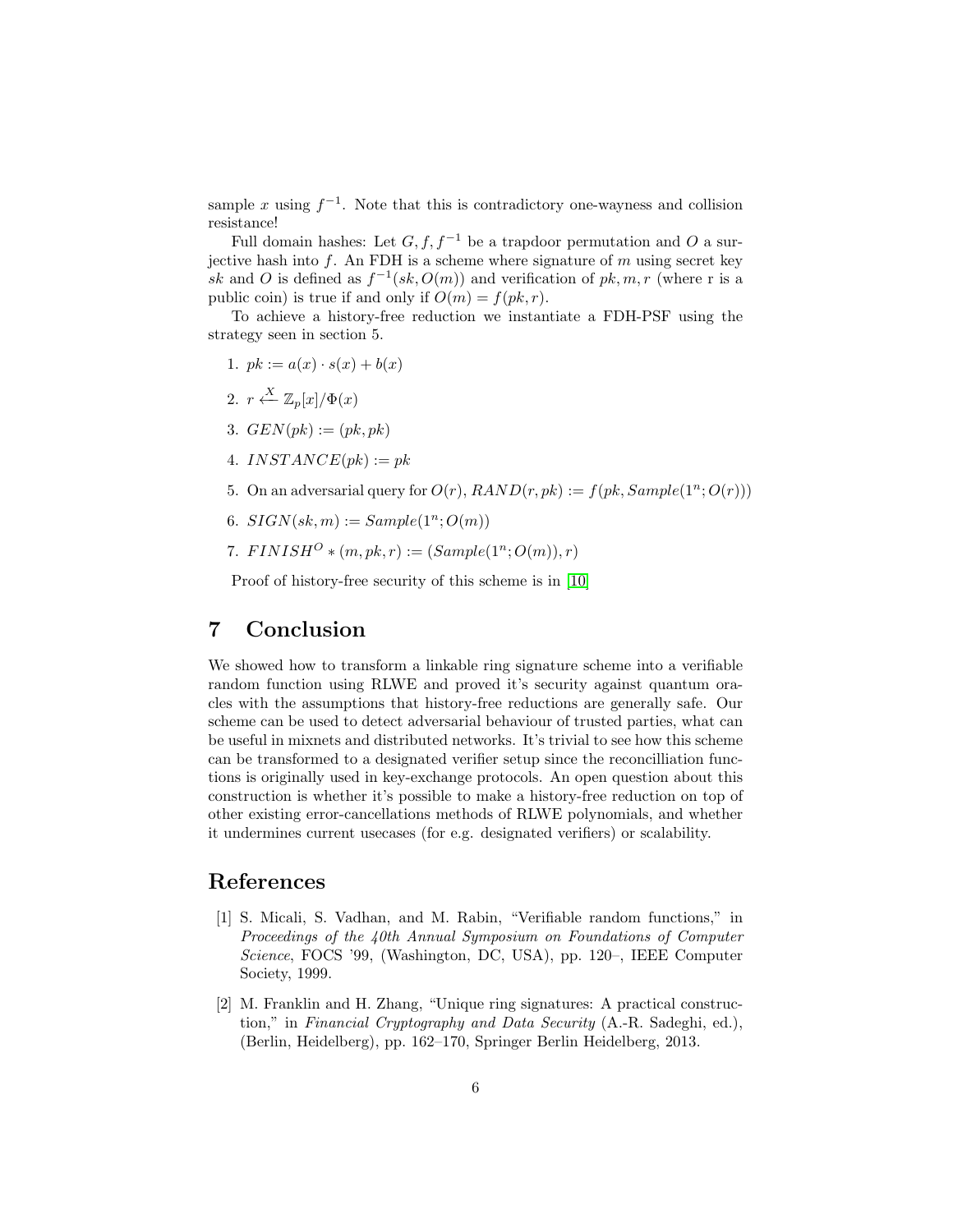sample $x$ using $f^{-1}$. Note that this is contradictory one-wayness and collision resistance!

Full domain hashes: Let $G, f, f^{-1}$ be a trapdoor permutation and $O$ a surjective hash into $f$. An FDH is a scheme where signature of $m$ using secret key $sk$ and $O$ is defined as $f^{-1}(sk, O(m))$ and verification of $pk, m, r$ (where r is a public coin) is true if and only if $O(m) = f(pk, r)$.

To achieve a history-free reduction we instantiate a FDH-PSF using the strategy seen in section 5.

1. $pk := a(x) \cdot s(x) + b(x)$
2. $r \xleftarrow{X} \mathbb{Z}_p[x]/\Phi(x)$
3. $GEN(pk) := (pk, pk)$
4. $INSTANCE(pk) := pk$
5. On an adversarial query for $O(r)$, $RAND(r, pk) := f(pk, Sample(1^n; O(r)))$
6. $SIGN(sk, m) := Sample(1^n; O(m))$
7. $FINISH^{O} * (m, pk, r) := (Sample(1^n; O(m)), r)$

Proof of history-free security of this scheme is in [10]

# 7 Conclusion

We showed how to transform a linkable ring signature scheme into a verifiable random function using RLWE and proved it's security against quantum oracles with the assumptions that history-free reductions are generally safe. Our scheme can be used to detect adversarial behaviour of trusted parties, what can be useful in mixnets and distributed networks. It's trivial to see how this scheme can be transformed to a designated verifier setup since the reconcilliation functions is originally used in key-exchange protocols. An open question about this construction is whether it's possible to make a history-free reduction on top of other existing error-cancellations methods of RLWE polynomials, and whether it undermines current usecases (for e.g. designated verifiers) or scalability.

# References

[1] S. Micali, S. Vadhan, and M. Rabin, "Verifiable random functions," in *Proceedings of the 40th Annual Symposium on Foundations of Computer Science*, FOCS '99, (Washington, DC, USA), pp. 120–, IEEE Computer Society, 1999.

[2] M. Franklin and H. Zhang, "Unique ring signatures: A practical construction," in *Financial Cryptography and Data Security* (A.-R. Sadeghi, ed.), (Berlin, Heidelberg), pp. 162–170, Springer Berlin Heidelberg, 2013.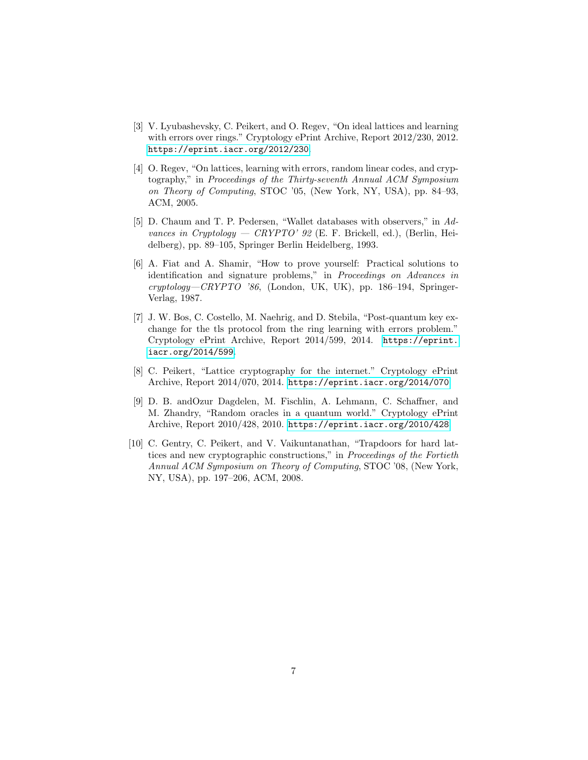[3] V. Lyubashevsky, C. Peikert, and O. Regev, "On ideal lattices and learning with errors over rings." Cryptology ePrint Archive, Report 2012/230, 2012. https://eprint.iacr.org/2012/230.

[4] O. Regev, "On lattices, learning with errors, random linear codes, and cryptography," in *Proceedings of the Thirty-seventh Annual ACM Symposium on Theory of Computing*, STOC '05, (New York, NY, USA), pp. 84–93, ACM, 2005.

[5] D. Chaum and T. P. Pedersen, "Wallet databases with observers," in *Advances in Cryptology — CRYPTO' 92* (E. F. Brickell, ed.), (Berlin, Heidelberg), pp. 89–105, Springer Berlin Heidelberg, 1993.

[6] A. Fiat and A. Shamir, "How to prove yourself: Practical solutions to identification and signature problems," in *Proceedings on Advances in cryptology—CRYPTO '86*, (London, UK, UK), pp. 186–194, Springer-Verlag, 1987.

[7] J. W. Bos, C. Costello, M. Naehrig, and D. Stebila, "Post-quantum key exchange for the tls protocol from the ring learning with errors problem." Cryptology ePrint Archive, Report 2014/599, 2014. https://eprint.iacr.org/2014/599.

[8] C. Peikert, "Lattice cryptography for the internet." Cryptology ePrint Archive, Report 2014/070, 2014. https://eprint.iacr.org/2014/070.

[9] D. B. andOzur Dagdelen, M. Fischlin, A. Lehmann, C. Schaffner, and M. Zhandry, "Random oracles in a quantum world." Cryptology ePrint Archive, Report 2010/428, 2010. https://eprint.iacr.org/2010/428.

[10] C. Gentry, C. Peikert, and V. Vaikuntanathan, "Trapdoors for hard lattices and new cryptographic constructions," in *Proceedings of the Fortieth Annual ACM Symposium on Theory of Computing*, STOC '08, (New York, NY, USA), pp. 197–206, ACM, 2008.